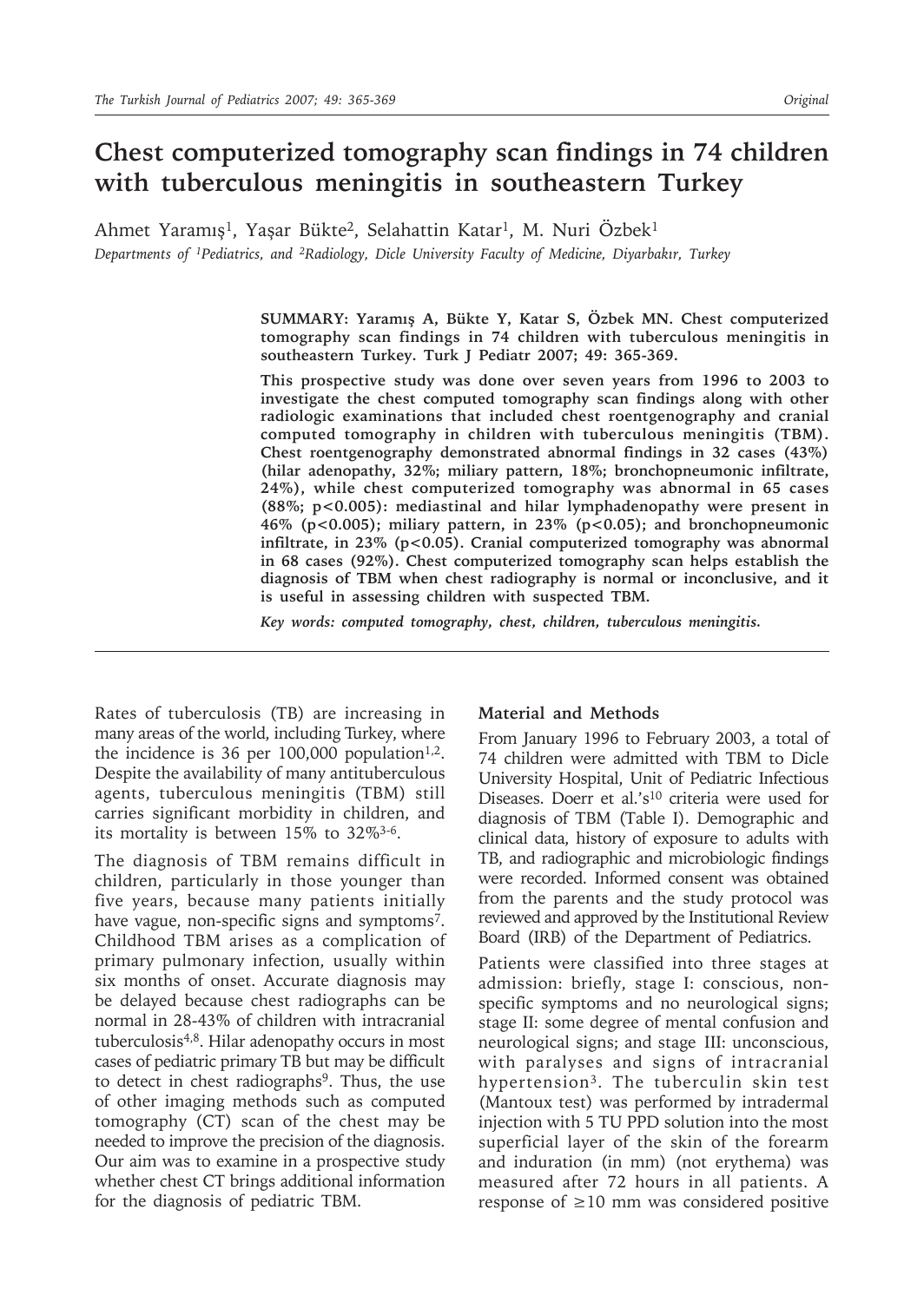# Chest computerized tomography scan findings in 74 children with tuberculous meningitis in southeastern Turkey

Ahmet Yaramış[1], Yaşar Bükte[2], Selahattin Katar[1], M. Nuri Özbek[1]

*Departments of [1]Pediatrics, and [2]Radiology, Dicle University Faculty of Medicine, Diyarbakır, Turkey*

**SUMMARY: Yaramış A, Bükte Y, Katar S, Özbek MN. Chest computerized tomography scan findings in 74 children with tuberculous meningitis in southeastern Turkey. Turk J Pediatr 2007; 49: 365-369.**

**This prospective study was done over seven years from 1996 to 2003 to investigate the chest computed tomography scan findings along with other radiologic examinations that included chest roentgenography and cranial computed tomography in children with tuberculous meningitis (TBM). Chest roentgenography demonstrated abnormal findings in 32 cases (43%) (hilar adenopathy, 32%; miliary pattern, 18%; bronchopneumonic infiltrate, 24%), while chest computerized tomography was abnormal in 65 cases (88%; $p<0.005$): mediastinal and hilar lymphadenopathy were present in 46% ($p<0.005$); miliary pattern, in 23% ($p<0.05$); and bronchopneumonic infiltrate, in 23% ($p<0.05$). Cranial computerized tomography was abnormal in 68 cases (92%). Chest computerized tomography scan helps establish the diagnosis of TBM when chest radiography is normal or inconclusive, and it is useful in assessing children with suspected TBM.**

***Key words: computed tomography, chest, children, tuberculous meningitis.***

Rates of tuberculosis (TB) are increasing in many areas of the world, including Turkey, where the incidence is 36 per 100,000 population[1,2]. Despite the availability of many antituberculous agents, tuberculous meningitis (TBM) still carries significant morbidity in children, and its mortality is between 15% to 32%[3-6].

The diagnosis of TBM remains difficult in children, particularly in those younger than five years, because many patients initially have vague, non-specific signs and symptoms[7]. Childhood TBM arises as a complication of primary pulmonary infection, usually within six months of onset. Accurate diagnosis may be delayed because chest radiographs can be normal in 28-43% of children with intracranial tuberculosis[4,8]. Hilar adenopathy occurs in most cases of pediatric primary TB but may be difficult to detect in chest radiographs[9]. Thus, the use of other imaging methods such as computed tomography (CT) scan of the chest may be needed to improve the precision of the diagnosis. Our aim was to examine in a prospective study whether chest CT brings additional information for the diagnosis of pediatric TBM.

## Material and Methods

From January 1996 to February 2003, a total of 74 children were admitted with TBM to Dicle University Hospital, Unit of Pediatric Infectious Diseases. Doerr et al.'s[10] criteria were used for diagnosis of TBM (Table I). Demographic and clinical data, history of exposure to adults with TB, and radiographic and microbiologic findings were recorded. Informed consent was obtained from the parents and the study protocol was reviewed and approved by the Institutional Review Board (IRB) of the Department of Pediatrics.

Patients were classified into three stages at admission: briefly, stage I: conscious, non-specific symptoms and no neurological signs; stage II: some degree of mental confusion and neurological signs; and stage III: unconscious, with paralyses and signs of intracranial hypertension[3]. The tuberculin skin test (Mantoux test) was performed by intradermal injection with 5 TU PPD solution into the most superficial layer of the skin of the forearm and induration (in mm) (not erythema) was measured after 72 hours in all patients. A response of $\geq$10 mm was considered positive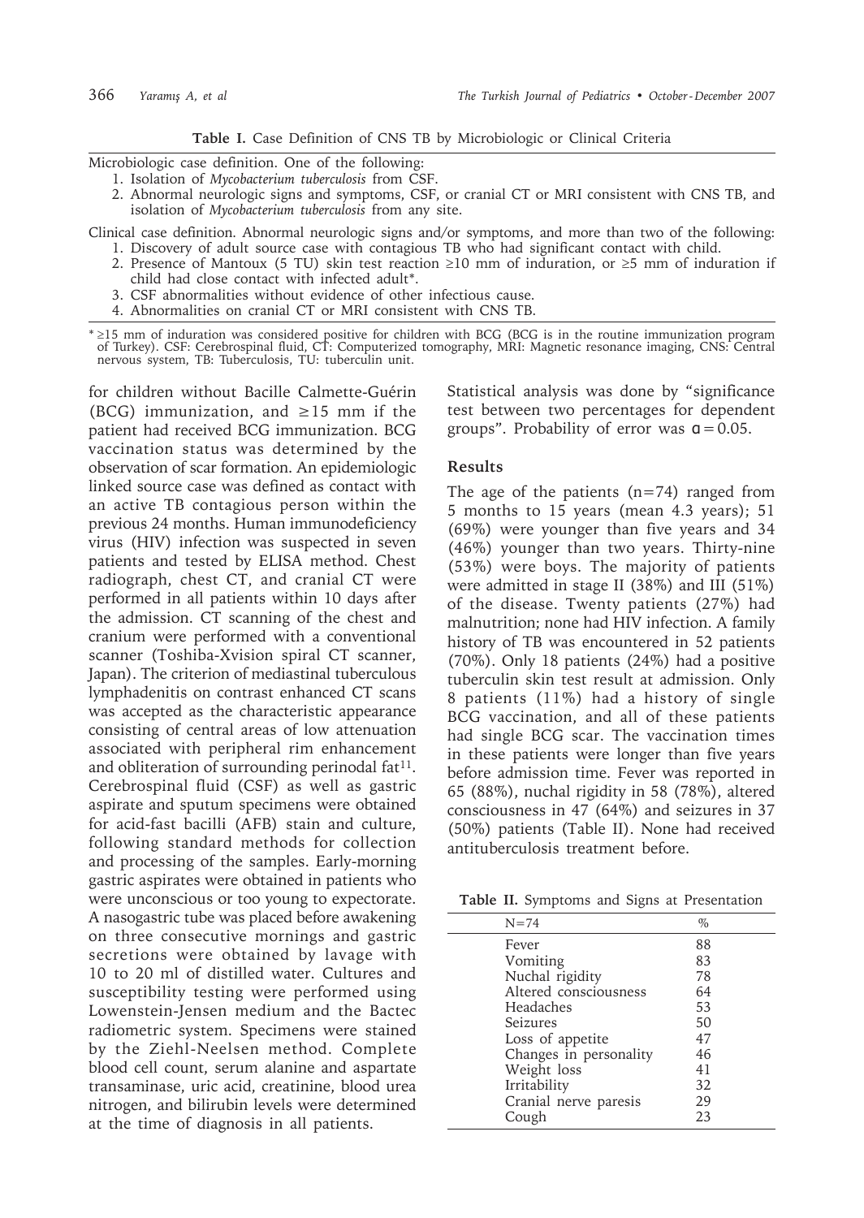**Table I.** Case Definition of CNS TB by Microbiologic or Clinical Criteria

Microbiologic case definition. One of the following:

1. Isolation of *Mycobacterium tuberculosis* from CSF.
2. Abnormal neurologic signs and symptoms, CSF, or cranial CT or MRI consistent with CNS TB, and isolation of *Mycobacterium tuberculosis* from any site.

Clinical case definition. Abnormal neurologic signs and/or symptoms, and more than two of the following:

1. Discovery of adult source case with contagious TB who had significant contact with child.
2. Presence of Mantoux (5 TU) skin test reaction ≥10 mm of induration, or ≥5 mm of induration if child had close contact with infected adult*.
3. CSF abnormalities without evidence of other infectious cause.
4. Abnormalities on cranial CT or MRI consistent with CNS TB.

\* ≥15 mm of induration was considered positive for children with BCG (BCG is in the routine immunization program of Turkey). CSF: Cerebrospinal fluid, CT: Computerized tomography, MRI: Magnetic resonance imaging, CNS: Central nervous system, TB: Tuberculosis, TU: tuberculin unit.

for children without Bacille Calmette-Guérin (BCG) immunization, and ≥15 mm if the patient had received BCG immunization. BCG vaccination status was determined by the observation of scar formation. An epidemiologic linked source case was defined as contact with an active TB contagious person within the previous 24 months. Human immunodeficiency virus (HIV) infection was suspected in seven patients and tested by ELISA method. Chest radiograph, chest CT, and cranial CT were performed in all patients within 10 days after the admission. CT scanning of the chest and cranium were performed with a conventional scanner (Toshiba-Xvision spiral CT scanner, Japan). The criterion of mediastinal tuberculous lymphadenitis on contrast enhanced CT scans was accepted as the characteristic appearance consisting of central areas of low attenuation associated with peripheral rim enhancement and obliteration of surrounding perinodal fat[11]. Cerebrospinal fluid (CSF) as well as gastric aspirate and sputum specimens were obtained for acid-fast bacilli (AFB) stain and culture, following standard methods for collection and processing of the samples. Early-morning gastric aspirates were obtained in patients who were unconscious or too young to expectorate. A nasogastric tube was placed before awakening on three consecutive mornings and gastric secretions were obtained by lavage with 10 to 20 ml of distilled water. Cultures and susceptibility testing were performed using Lowenstein-Jensen medium and the Bactec radiometric system. Specimens were stained by the Ziehl-Neelsen method. Complete blood cell count, serum alanine and aspartate transaminase, uric acid, creatinine, blood urea nitrogen, and bilirubin levels were determined at the time of diagnosis in all patients.

Statistical analysis was done by "significance test between two percentages for dependent groups". Probability of error was $\alpha = 0.05$.

## Results

The age of the patients (n=74) ranged from 5 months to 15 years (mean 4.3 years); 51 (69%) were younger than five years and 34 (46%) younger than two years. Thirty-nine (53%) were boys. The majority of patients were admitted in stage II (38%) and III (51%) of the disease. Twenty patients (27%) had malnutrition; none had HIV infection. A family history of TB was encountered in 52 patients (70%). Only 18 patients (24%) had a positive tuberculin skin test result at admission. Only 8 patients (11%) had a history of single BCG vaccination, and all of these patients had single BCG scar. The vaccination times in these patients were longer than five years before admission time. Fever was reported in 65 (88%), nuchal rigidity in 58 (78%), altered consciousness in 47 (64%) and seizures in 37 (50%) patients (Table II). None had received antituberculosis treatment before.

**Table II.** Symptoms and Signs at Presentation

| N=74 | % |
|---|---|
| Fever | 88 |
| Vomiting | 83 |
| Nuchal rigidity | 78 |
| Altered consciousness | 64 |
| Headaches | 53 |
| Seizures | 50 |
| Loss of appetite | 47 |
| Changes in personality | 46 |
| Weight loss | 41 |
| Irritability | 32 |
| Cranial nerve paresis | 29 |
| Cough | 23 |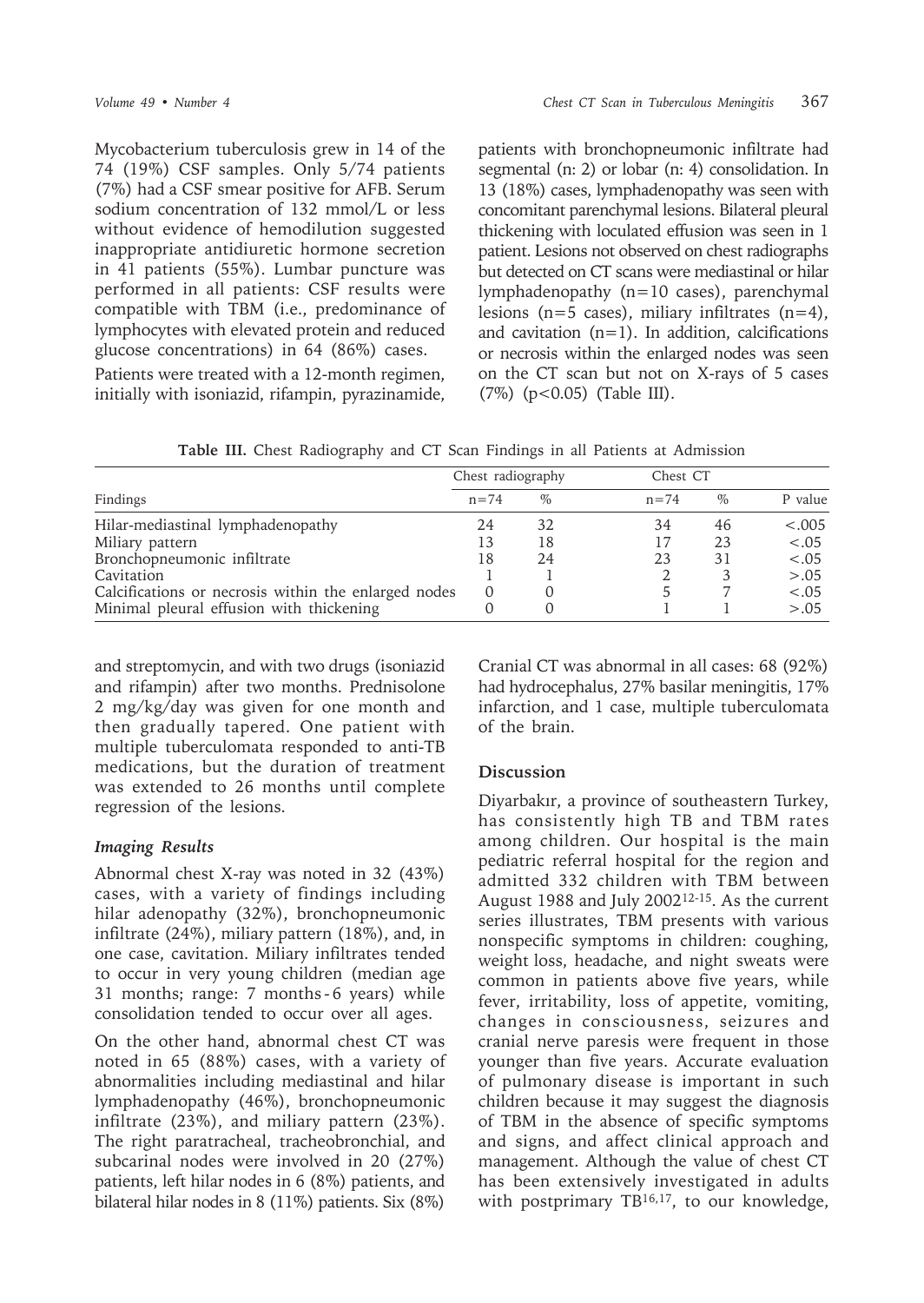Mycobacterium tuberculosis grew in 14 of the 74 (19%) CSF samples. Only 5/74 patients (7%) had a CSF smear positive for AFB. Serum sodium concentration of 132 mmol/L or less without evidence of hemodilution suggested inappropriate antidiuretic hormone secretion in 41 patients (55%). Lumbar puncture was performed in all patients: CSF results were compatible with TBM (i.e., predominance of lymphocytes with elevated protein and reduced glucose concentrations) in 64 (86%) cases.

Patients were treated with a 12-month regimen, initially with isoniazid, rifampin, pyrazinamide, and streptomycin, and with two drugs (isoniazid and rifampin) after two months. Prednisolone 2 mg/kg/day was given for one month and then gradually tapered. One patient with multiple tuberculomata responded to anti-TB medications, but the duration of treatment was extended to 26 months until complete regression of the lesions.

### *Imaging Results*

Abnormal chest X-ray was noted in 32 (43%) cases, with a variety of findings including hilar adenopathy (32%), bronchopneumonic infiltrate (24%), miliary pattern (18%), and, in one case, cavitation. Miliary infiltrates tended to occur in very young children (median age 31 months; range: 7 months - 6 years) while consolidation tended to occur over all ages.

On the other hand, abnormal chest CT was noted in 65 (88%) cases, with a variety of abnormalities including mediastinal and hilar lymphadenopathy (46%), bronchopneumonic infiltrate (23%), and miliary pattern (23%). The right paratracheal, tracheobronchial, and subcarinal nodes were involved in 20 (27%) patients, left hilar nodes in 6 (8%) patients, and bilateral hilar nodes in 8 (11%) patients. Six (8%) patients with bronchopneumonic infiltrate had segmental (n: 2) or lobar (n: 4) consolidation. In 13 (18%) cases, lymphadenopathy was seen with concomitant parenchymal lesions. Bilateral pleural thickening with loculated effusion was seen in 1 patient. Lesions not observed on chest radiographs but detected on CT scans were mediastinal or hilar lymphadenopathy (n=10 cases), parenchymal lesions (n=5 cases), miliary infiltrates (n=4), and cavitation (n=1). In addition, calcifications or necrosis within the enlarged nodes was seen on the CT scan but not on X-rays of 5 cases (7%) ($p<0.05$) (Table III).

**Table III.** Chest Radiography and CT Scan Findings in all Patients at Admission

| Findings | Chest radiography | | Chest CT | | |
|---|---|---|---|---|---|
| | n=74 | % | n=74 | % | P value |
| Hilar-mediastinal lymphadenopathy | 24 | 32 | 34 | 46 | <.005 |
| Miliary pattern | 13 | 18 | 17 | 23 | <.05 |
| Bronchopneumonic infiltrate | 18 | 24 | 23 | 31 | <.05 |
| Cavitation | 1 | 1 | 2 | 3 | >.05 |
| Calcifications or necrosis within the enlarged nodes | 0 | 0 | 5 | 7 | <.05 |
| Minimal pleural effusion with thickening | 0 | 0 | 1 | 1 | >.05 |

Cranial CT was abnormal in all cases: 68 (92%) had hydrocephalus, 27% basilar meningitis, 17% infarction, and 1 case, multiple tuberculomata of the brain.

## Discussion

Diyarbakır, a province of southeastern Turkey, has consistently high TB and TBM rates among children. Our hospital is the main pediatric referral hospital for the region and admitted 332 children with TBM between August 1988 and July 2002[12-15]. As the current series illustrates, TBM presents with various nonspecific symptoms in children: coughing, weight loss, headache, and night sweats were common in patients above five years, while fever, irritability, loss of appetite, vomiting, changes in consciousness, seizures and cranial nerve paresis were frequent in those younger than five years. Accurate evaluation of pulmonary disease is important in such children because it may suggest the diagnosis of TBM in the absence of specific symptoms and signs, and affect clinical approach and management. Although the value of chest CT has been extensively investigated in adults with postprimary TB[16,17], to our knowledge,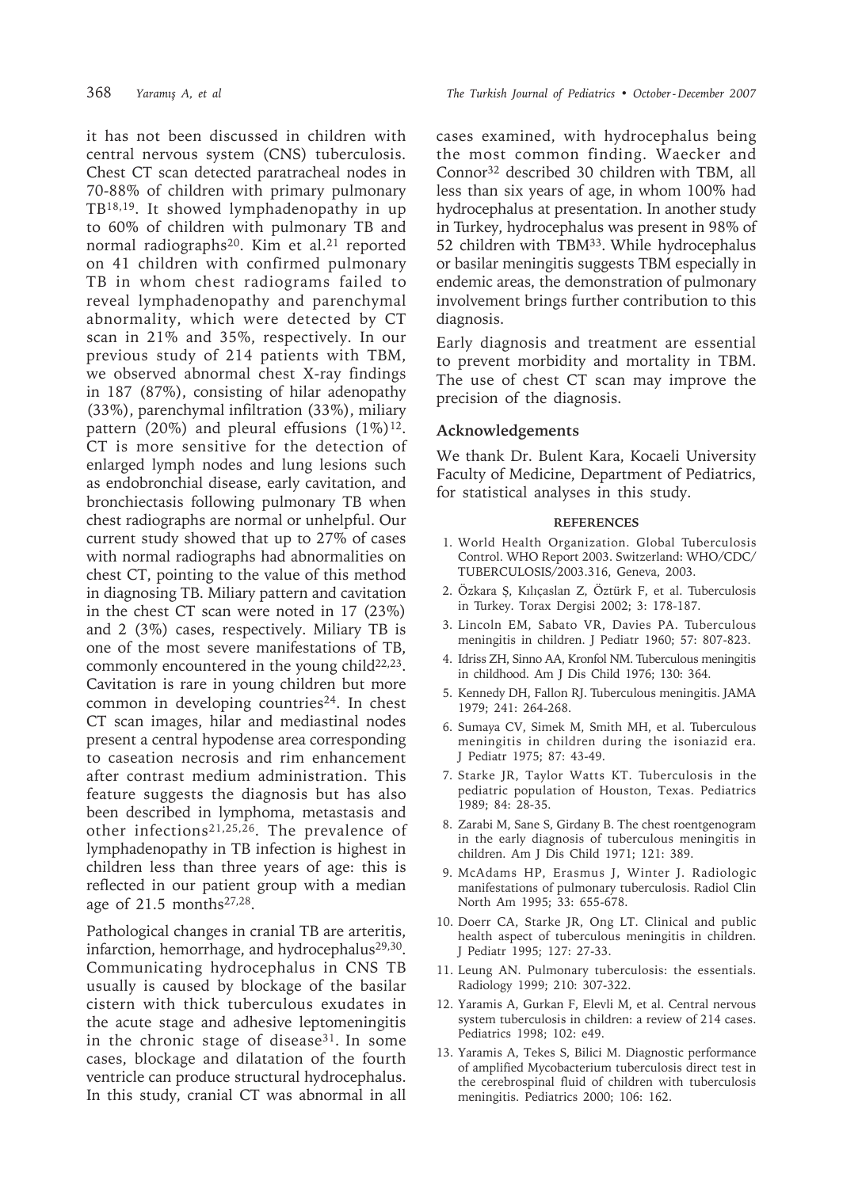it has not been discussed in children with central nervous system (CNS) tuberculosis. Chest CT scan detected paratracheal nodes in 70-88% of children with primary pulmonary TB[18,19]. It showed lymphadenopathy in up to 60% of children with pulmonary TB and normal radiographs[20]. Kim et al.[21] reported on 41 children with confirmed pulmonary TB in whom chest radiograms failed to reveal lymphadenopathy and parenchymal abnormality, which were detected by CT scan in 21% and 35%, respectively. In our previous study of 214 patients with TBM, we observed abnormal chest X-ray findings in 187 (87%), consisting of hilar adenopathy (33%), parenchymal infiltration (33%), miliary pattern (20%) and pleural effusions (1%)[12]. CT is more sensitive for the detection of enlarged lymph nodes and lung lesions such as endobronchial disease, early cavitation, and bronchiectasis following pulmonary TB when chest radiographs are normal or unhelpful. Our current study showed that up to 27% of cases with normal radiographs had abnormalities on chest CT, pointing to the value of this method in diagnosing TB. Miliary pattern and cavitation in the chest CT scan were noted in 17 (23%) and 2 (3%) cases, respectively. Miliary TB is one of the most severe manifestations of TB, commonly encountered in the young child[22,23]. Cavitation is rare in young children but more common in developing countries[24]. In chest CT scan images, hilar and mediastinal nodes present a central hypodense area corresponding to caseation necrosis and rim enhancement after contrast medium administration. This feature suggests the diagnosis but has also been described in lymphoma, metastasis and other infections[21,25,26]. The prevalence of lymphadenopathy in TB infection is highest in children less than three years of age: this is reflected in our patient group with a median age of 21.5 months[27,28].

Pathological changes in cranial TB are arteritis, infarction, hemorrhage, and hydrocephalus[29,30]. Communicating hydrocephalus in CNS TB usually is caused by blockage of the basilar cistern with thick tuberculous exudates in the acute stage and adhesive leptomeningitis in the chronic stage of disease[31]. In some cases, blockage and dilatation of the fourth ventricle can produce structural hydrocephalus. In this study, cranial CT was abnormal in all cases examined, with hydrocephalus being the most common finding. Waecker and Connor[32] described 30 children with TBM, all less than six years of age, in whom 100% had hydrocephalus at presentation. In another study in Turkey, hydrocephalus was present in 98% of 52 children with TBM[33]. While hydrocephalus or basilar meningitis suggests TBM especially in endemic areas, the demonstration of pulmonary involvement brings further contribution to this diagnosis.

Early diagnosis and treatment are essential to prevent morbidity and mortality in TBM. The use of chest CT scan may improve the precision of the diagnosis.

## Acknowledgements

We thank Dr. Bulent Kara, Kocaeli University Faculty of Medicine, Department of Pediatrics, for statistical analyses in this study.

## REFERENCES

1. World Health Organization. Global Tuberculosis Control. WHO Report 2003. Switzerland: WHO/CDC/TUBERCULOSIS/2003.316, Geneva, 2003.
2. Özkara Ş, Kılıçaslan Z, Öztürk F, et al. Tuberculosis in Turkey. Torax Dergisi 2002; 3: 178-187.
3. Lincoln EM, Sabato VR, Davies PA. Tuberculous meningitis in children. J Pediatr 1960; 57: 807-823.
4. Idriss ZH, Sinno AA, Kronfol NM. Tuberculous meningitis in childhood. Am J Dis Child 1976; 130: 364.
5. Kennedy DH, Fallon RJ. Tuberculous meningitis. JAMA 1979; 241: 264-268.
6. Sumaya CV, Simek M, Smith MH, et al. Tuberculous meningitis in children during the isoniazid era. J Pediatr 1975; 87: 43-49.
7. Starke JR, Taylor Watts KT. Tuberculosis in the pediatric population of Houston, Texas. Pediatrics 1989; 84: 28-35.
8. Zarabi M, Sane S, Girdany B. The chest roentgenogram in the early diagnosis of tuberculous meningitis in children. Am J Dis Child 1971; 121: 389.
9. McAdams HP, Erasmus J, Winter J. Radiologic manifestations of pulmonary tuberculosis. Radiol Clin North Am 1995; 33: 655-678.
10. Doerr CA, Starke JR, Ong LT. Clinical and public health aspect of tuberculous meningitis in children. J Pediatr 1995; 127: 27-33.
11. Leung AN. Pulmonary tuberculosis: the essentials. Radiology 1999; 210: 307-322.
12. Yaramis A, Gurkan F, Elevli M, et al. Central nervous system tuberculosis in children: a review of 214 cases. Pediatrics 1998; 102: e49.
13. Yaramis A, Tekes S, Bilici M. Diagnostic performance of amplified Mycobacterium tuberculosis direct test in the cerebrospinal fluid of children with tuberculosis meningitis. Pediatrics 2000; 106: 162.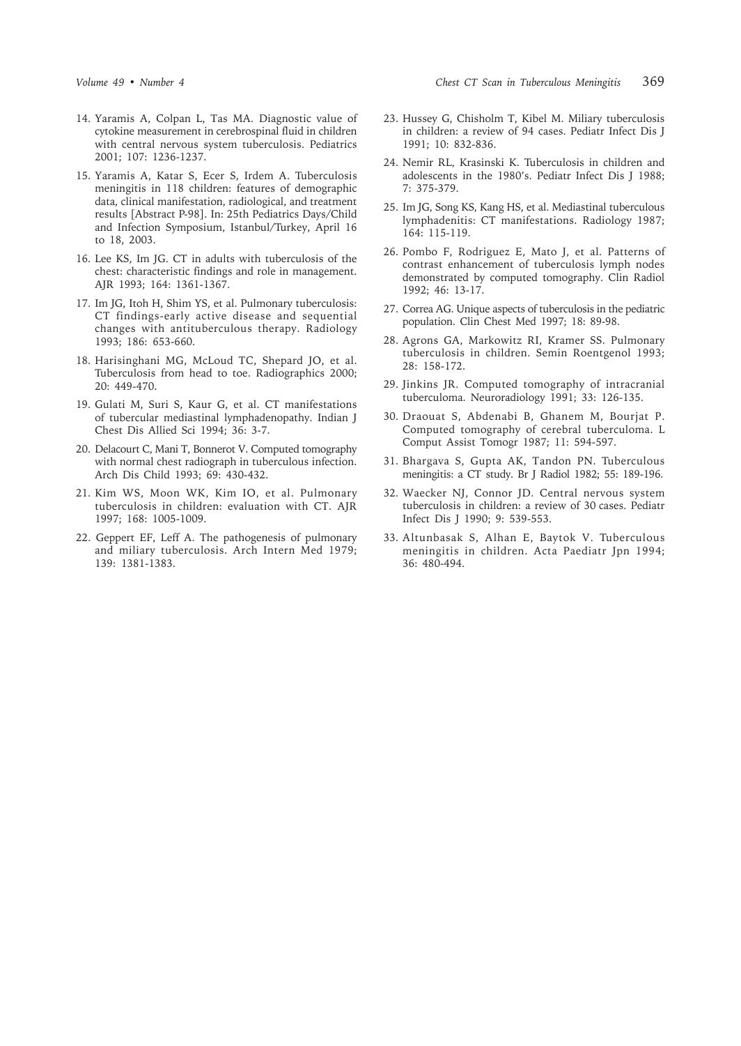14. Yaramis A, Colpan L, Tas MA. Diagnostic value of cytokine measurement in cerebrospinal fluid in children with central nervous system tuberculosis. Pediatrics 2001; 107: 1236-1237.
15. Yaramis A, Katar S, Ecer S, Irdem A. Tuberculosis meningitis in 118 children: features of demographic data, clinical manifestation, radiological, and treatment results [Abstract P-98]. In: 25th Pediatrics Days/Child and Infection Symposium, Istanbul/Turkey, April 16 to 18, 2003.
16. Lee KS, Im JG. CT in adults with tuberculosis of the chest: characteristic findings and role in management. AJR 1993; 164: 1361-1367.
17. Im JG, Itoh H, Shim YS, et al. Pulmonary tuberculosis: CT findings-early active disease and sequential changes with antituberculous therapy. Radiology 1993; 186: 653-660.
18. Harisinghani MG, McLoud TC, Shepard JO, et al. Tuberculosis from head to toe. Radiographics 2000; 20: 449-470.
19. Gulati M, Suri S, Kaur G, et al. CT manifestations of tubercular mediastinal lymphadenopathy. Indian J Chest Dis Allied Sci 1994; 36: 3-7.
20. Delacourt C, Mani T, Bonnerot V. Computed tomography with normal chest radiograph in tuberculous infection. Arch Dis Child 1993; 69: 430-432.
21. Kim WS, Moon WK, Kim IO, et al. Pulmonary tuberculosis in children: evaluation with CT. AJR 1997; 168: 1005-1009.
22. Geppert EF, Leff A. The pathogenesis of pulmonary and miliary tuberculosis. Arch Intern Med 1979; 139: 1381-1383.
23. Hussey G, Chisholm T, Kibel M. Miliary tuberculosis in children: a review of 94 cases. Pediatr Infect Dis J 1991; 10: 832-836.
24. Nemir RL, Krasinski K. Tuberculosis in children and adolescents in the 1980's. Pediatr Infect Dis J 1988; 7: 375-379.
25. Im JG, Song KS, Kang HS, et al. Mediastinal tuberculous lymphadenitis: CT manifestations. Radiology 1987; 164: 115-119.
26. Pombo F, Rodriguez E, Mato J, et al. Patterns of contrast enhancement of tuberculosis lymph nodes demonstrated by computed tomography. Clin Radiol 1992; 46: 13-17.
27. Correa AG. Unique aspects of tuberculosis in the pediatric population. Clin Chest Med 1997; 18: 89-98.
28. Agrons GA, Markowitz RI, Kramer SS. Pulmonary tuberculosis in children. Semin Roentgenol 1993; 28: 158-172.
29. Jinkins JR. Computed tomography of intracranial tuberculoma. Neuroradiology 1991; 33: 126-135.
30. Draouat S, Abdenabi B, Ghanem M, Bourjat P. Computed tomography of cerebral tuberculoma. L Comput Assist Tomogr 1987; 11: 594-597.
31. Bhargava S, Gupta AK, Tandon PN. Tuberculous meningitis: a CT study. Br J Radiol 1982; 55: 189-196.
32. Waecker NJ, Connor JD. Central nervous system tuberculosis in children: a review of 30 cases. Pediatr Infect Dis J 1990; 9: 539-553.
33. Altunbasak S, Alhan E, Baytok V. Tuberculous meningitis in children. Acta Paediatr Jpn 1994; 36: 480-494.